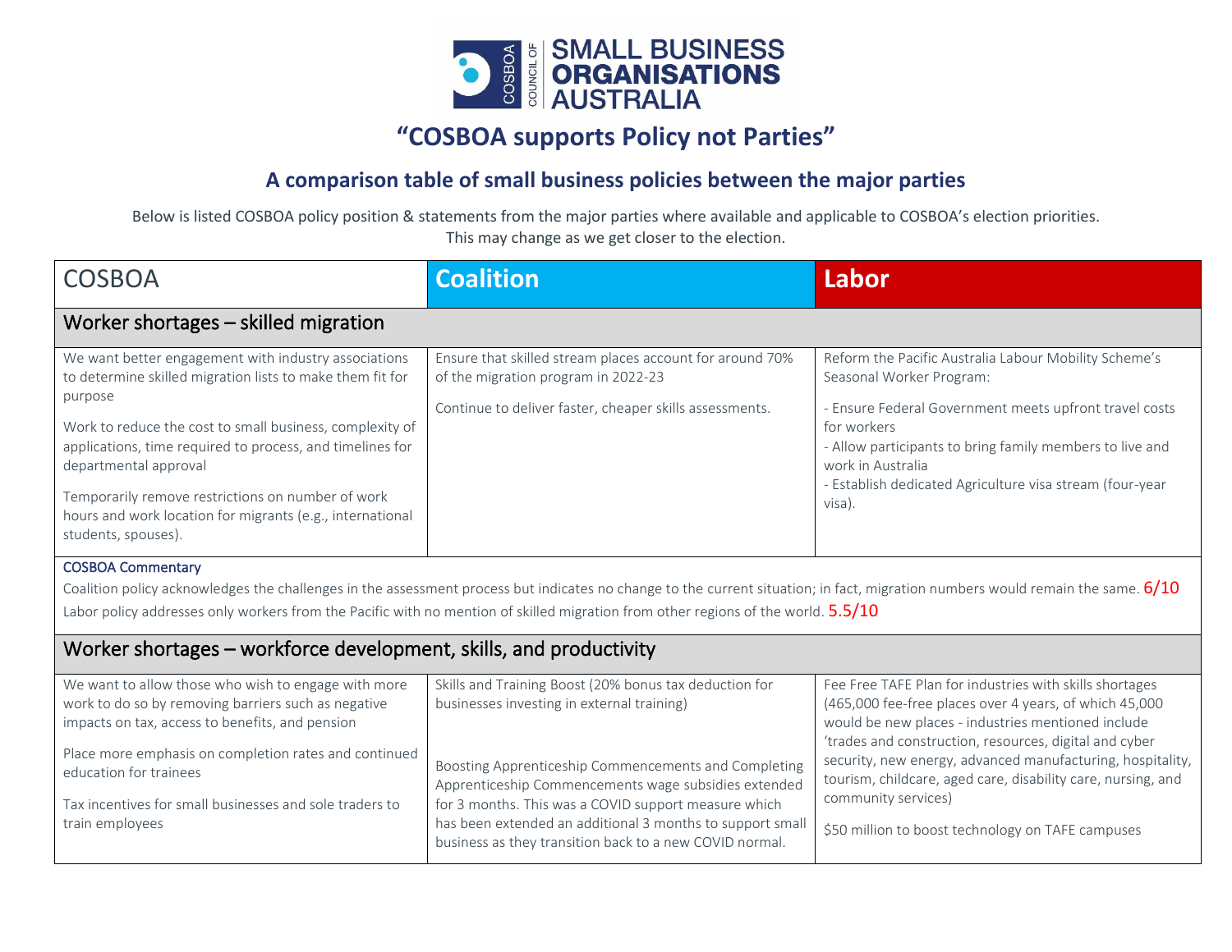COSBOA | COUNCIL OF SMALL BUSINESS ORGANISATIONS AUSTRALIA

# "COSBOA supports Policy not Parties"

## A comparison table of small business policies between the major parties

Below is listed COSBOA policy position & statements from the major parties where available and applicable to COSBOA's election priorities.
This may change as we get closer to the election.

| COSBOA | Coalition | Labor |
|---|---|---|
| **Worker shortages – skilled migration** | | |
| We want better engagement with industry associations to determine skilled migration lists to make them fit for purpose<br><br>Work to reduce the cost to small business, complexity of applications, time required to process, and timelines for departmental approval<br><br>Temporarily remove restrictions on number of work hours and work location for migrants (e.g., international students, spouses). | Ensure that skilled stream places account for around 70% of the migration program in 2022-23<br><br>Continue to deliver faster, cheaper skills assessments. | Reform the Pacific Australia Labour Mobility Scheme's Seasonal Worker Program:<br><br>- Ensure Federal Government meets upfront travel costs for workers<br>- Allow participants to bring family members to live and work in Australia<br>- Establish dedicated Agriculture visa stream (four-year visa). |

**COSBOA Commentary**

Coalition policy acknowledges the challenges in the assessment process but indicates no change to the current situation; in fact, migration numbers would remain the same. 6/10

Labor policy addresses only workers from the Pacific with no mention of skilled migration from other regions of the world. 5.5/10

| COSBOA | Coalition | Labor |
|---|---|---|
| **Worker shortages – workforce development, skills, and productivity** | | |
| We want to allow those who wish to engage with more work to do so by removing barriers such as negative impacts on tax, access to benefits, and pension<br><br>Place more emphasis on completion rates and continued education for trainees<br><br>Tax incentives for small businesses and sole traders to train employees | Skills and Training Boost (20% bonus tax deduction for businesses investing in external training)<br><br>Boosting Apprenticeship Commencements and Completing Apprenticeship Commencements wage subsidies extended for 3 months. This was a COVID support measure which has been extended an additional 3 months to support small business as they transition back to a new COVID normal. | Fee Free TAFE Plan for industries with skills shortages (465,000 fee-free places over 4 years, of which 45,000 would be new places - industries mentioned include 'trades and construction, resources, digital and cyber security, new energy, advanced manufacturing, hospitality, tourism, childcare, aged care, disability care, nursing, and community services)<br><br>$50 million to boost technology on TAFE campuses |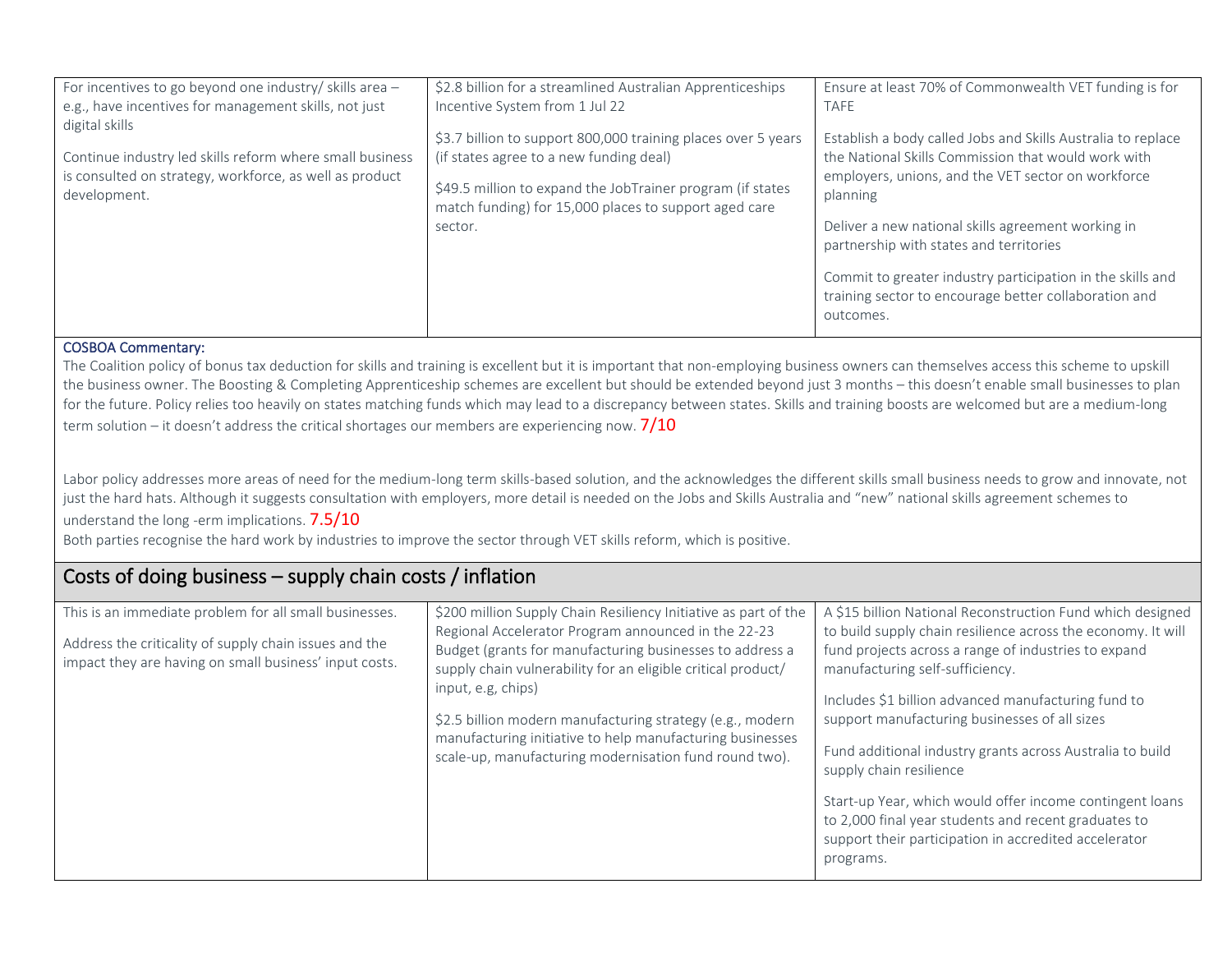| | | |
|---|---|---|
| For incentives to go beyond one industry/ skills area – e.g., have incentives for management skills, not just digital skills<br><br>Continue industry led skills reform where small business is consulted on strategy, workforce, as well as product development. | $2.8 billion for a streamlined Australian Apprenticeships Incentive System from 1 Jul 22<br><br>$3.7 billion to support 800,000 training places over 5 years (if states agree to a new funding deal)<br><br>$49.5 million to expand the JobTrainer program (if states match funding) for 15,000 places to support aged care sector. | Ensure at least 70% of Commonwealth VET funding is for TAFE<br><br>Establish a body called Jobs and Skills Australia to replace the National Skills Commission that would work with employers, unions, and the VET sector on workforce planning<br><br>Deliver a new national skills agreement working in partnership with states and territories<br><br>Commit to greater industry participation in the skills and training sector to encourage better collaboration and outcomes. |

COSBOA Commentary:

The Coalition policy of bonus tax deduction for skills and training is excellent but it is important that non-employing business owners can themselves access this scheme to upskill the business owner. The Boosting & Completing Apprenticeship schemes are excellent but should be extended beyond just 3 months – this doesn't enable small businesses to plan for the future. Policy relies too heavily on states matching funds which may lead to a discrepancy between states. Skills and training boosts are welcomed but are a medium-long term solution – it doesn't address the critical shortages our members are experiencing now. 7/10

Labor policy addresses more areas of need for the medium-long term skills-based solution, and the acknowledges the different skills small business needs to grow and innovate, not just the hard hats. Although it suggests consultation with employers, more detail is needed on the Jobs and Skills Australia and "new" national skills agreement schemes to understand the long -erm implications. 7.5/10

Both parties recognise the hard work by industries to improve the sector through VET skills reform, which is positive.

## Costs of doing business – supply chain costs / inflation

| | | |
|---|---|---|
| This is an immediate problem for all small businesses.<br><br>Address the criticality of supply chain issues and the impact they are having on small business' input costs. | $200 million Supply Chain Resiliency Initiative as part of the Regional Accelerator Program announced in the 22-23 Budget (grants for manufacturing businesses to address a supply chain vulnerability for an eligible critical product/ input, e.g, chips)<br><br>$2.5 billion modern manufacturing strategy (e.g., modern manufacturing initiative to help manufacturing businesses scale-up, manufacturing modernisation fund round two). | A $15 billion National Reconstruction Fund which designed to build supply chain resilience across the economy. It will fund projects across a range of industries to expand manufacturing self-sufficiency.<br><br>Includes $1 billion advanced manufacturing fund to support manufacturing businesses of all sizes<br><br>Fund additional industry grants across Australia to build supply chain resilience<br><br>Start-up Year, which would offer income contingent loans to 2,000 final year students and recent graduates to support their participation in accredited accelerator programs. |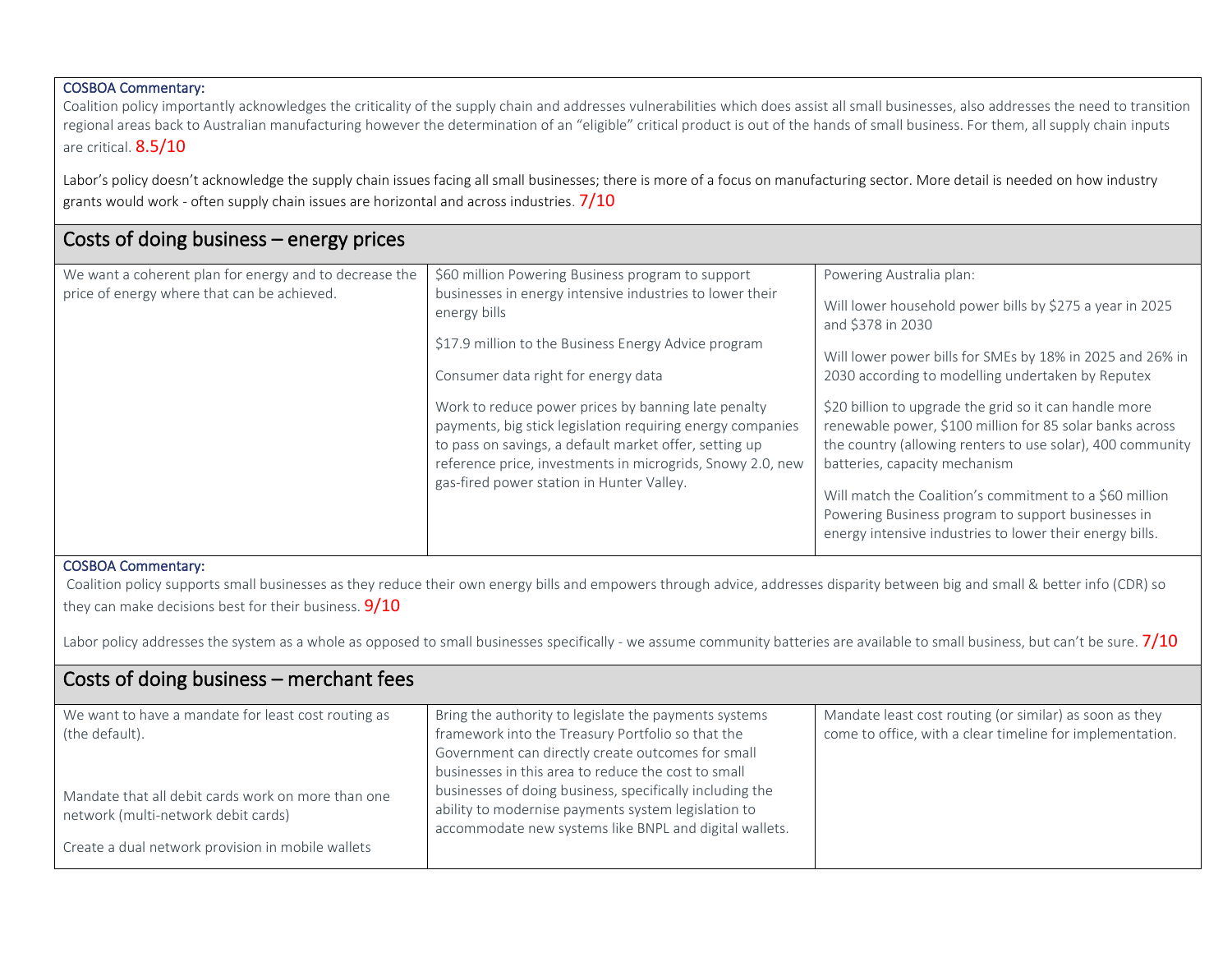**COSBOA Commentary:**

Coalition policy importantly acknowledges the criticality of the supply chain and addresses vulnerabilities which does assist all small businesses, also addresses the need to transition regional areas back to Australian manufacturing however the determination of an "eligible" critical product is out of the hands of small business. For them, all supply chain inputs are critical. 8.5/10

Labor's policy doesn't acknowledge the supply chain issues facing all small businesses; there is more of a focus on manufacturing sector. More detail is needed on how industry grants would work - often supply chain issues are horizontal and across industries. 7/10

## Costs of doing business – energy prices

| | | |
|---|---|---|
| We want a coherent plan for energy and to decrease the price of energy where that can be achieved. | $60 million Powering Business program to support businesses in energy intensive industries to lower their energy bills<br><br>$17.9 million to the Business Energy Advice program<br><br>Consumer data right for energy data<br><br>Work to reduce power prices by banning late penalty payments, big stick legislation requiring energy companies to pass on savings, a default market offer, setting up reference price, investments in microgrids, Snowy 2.0, new gas-fired power station in Hunter Valley. | Powering Australia plan:<br><br>Will lower household power bills by $275 a year in 2025 and $378 in 2030<br><br>Will lower power bills for SMEs by 18% in 2025 and 26% in 2030 according to modelling undertaken by Reputex<br><br>$20 billion to upgrade the grid so it can handle more renewable power, $100 million for 85 solar banks across the country (allowing renters to use solar), 400 community batteries, capacity mechanism<br><br>Will match the Coalition's commitment to a $60 million Powering Business program to support businesses in energy intensive industries to lower their energy bills. |

**COSBOA Commentary:**

Coalition policy supports small businesses as they reduce their own energy bills and empowers through advice, addresses disparity between big and small & better info (CDR) so they can make decisions best for their business. 9/10

Labor policy addresses the system as a whole as opposed to small businesses specifically - we assume community batteries are available to small business, but can't be sure. 7/10

## Costs of doing business – merchant fees

| | | |
|---|---|---|
| We want to have a mandate for least cost routing as (the default).<br><br>Mandate that all debit cards work on more than one network (multi-network debit cards)<br><br>Create a dual network provision in mobile wallets | Bring the authority to legislate the payments systems framework into the Treasury Portfolio so that the Government can directly create outcomes for small businesses in this area to reduce the cost to small businesses of doing business, specifically including the ability to modernise payments system legislation to accommodate new systems like BNPL and digital wallets. | Mandate least cost routing (or similar) as soon as they come to office, with a clear timeline for implementation. |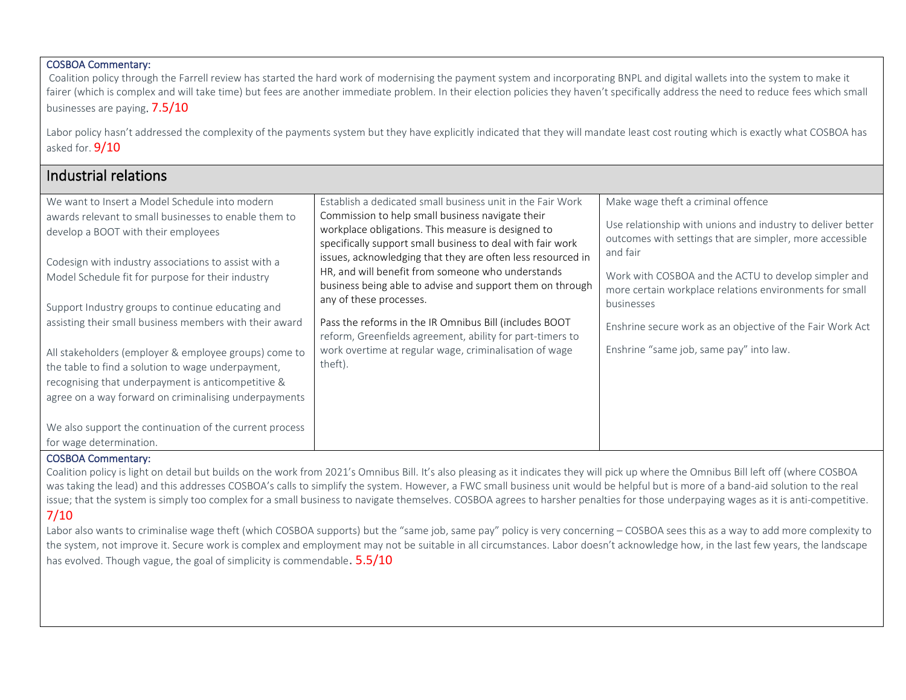COSBOA Commentary:

Coalition policy through the Farrell review has started the hard work of modernising the payment system and incorporating BNPL and digital wallets into the system to make it fairer (which is complex and will take time) but fees are another immediate problem. In their election policies they haven't specifically address the need to reduce fees which small businesses are paying. 7.5/10

Labor policy hasn't addressed the complexity of the payments system but they have explicitly indicated that they will mandate least cost routing which is exactly what COSBOA has asked for. 9/10

## Industrial relations

| | | |
|---|---|---|
| We want to Insert a Model Schedule into modern awards relevant to small businesses to enable them to develop a BOOT with their employees<br><br>Codesign with industry associations to assist with a Model Schedule fit for purpose for their industry<br><br>Support Industry groups to continue educating and assisting their small business members with their award<br><br>All stakeholders (employer & employee groups) come to the table to find a solution to wage underpayment, recognising that underpayment is anticompetitive & agree on a way forward on criminalising underpayments<br><br>We also support the continuation of the current process for wage determination. | Establish a dedicated small business unit in the Fair Work Commission to help small business navigate their workplace obligations. This measure is designed to specifically support small business to deal with fair work issues, acknowledging that they are often less resourced in HR, and will benefit from someone who understands business being able to advise and support them on through any of these processes.<br><br>Pass the reforms in the IR Omnibus Bill (includes BOOT reform, Greenfields agreement, ability for part-timers to work overtime at regular wage, criminalisation of wage theft). | Make wage theft a criminal offence<br><br>Use relationship with unions and industry to deliver better outcomes with settings that are simpler, more accessible and fair<br><br>Work with COSBOA and the ACTU to develop simpler and more certain workplace relations environments for small businesses<br><br>Enshrine secure work as an objective of the Fair Work Act<br><br>Enshrine "same job, same pay" into law. |

COSBOA Commentary:

Coalition policy is light on detail but builds on the work from 2021's Omnibus Bill. It's also pleasing as it indicates they will pick up where the Omnibus Bill left off (where COSBOA was taking the lead) and this addresses COSBOA's calls to simplify the system. However, a FWC small business unit would be helpful but is more of a band-aid solution to the real issue; that the system is simply too complex for a small business to navigate themselves. COSBOA agrees to harsher penalties for those underpaying wages as it is anti-competitive. 7/10

Labor also wants to criminalise wage theft (which COSBOA supports) but the "same job, same pay" policy is very concerning – COSBOA sees this as a way to add more complexity to the system, not improve it. Secure work is complex and employment may not be suitable in all circumstances. Labor doesn't acknowledge how, in the last few years, the landscape has evolved. Though vague, the goal of simplicity is commendable. 5.5/10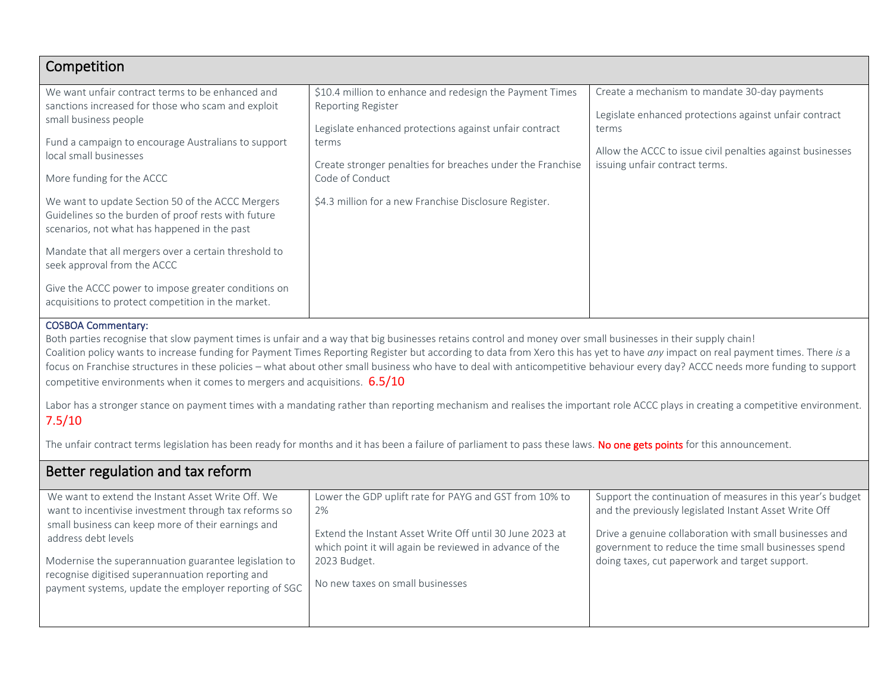## Competition

| | | |
|---|---|---|
| We want unfair contract terms to be enhanced and sanctions increased for those who scam and exploit small business people<br><br>Fund a campaign to encourage Australians to support local small businesses<br><br>More funding for the ACCC<br><br>We want to update Section 50 of the ACCC Mergers Guidelines so the burden of proof rests with future scenarios, not what has happened in the past<br><br>Mandate that all mergers over a certain threshold to seek approval from the ACCC<br><br>Give the ACCC power to impose greater conditions on acquisitions to protect competition in the market. | $10.4 million to enhance and redesign the Payment Times Reporting Register<br><br>Legislate enhanced protections against unfair contract terms<br><br>Create stronger penalties for breaches under the Franchise Code of Conduct<br><br>$4.3 million for a new Franchise Disclosure Register. | Create a mechanism to mandate 30-day payments<br><br>Legislate enhanced protections against unfair contract terms<br><br>Allow the ACCC to issue civil penalties against businesses issuing unfair contract terms. |

**COSBOA Commentary:**

Both parties recognise that slow payment times is unfair and a way that big businesses retains control and money over small businesses in their supply chain!
Coalition policy wants to increase funding for Payment Times Reporting Register but according to data from Xero this has yet to have *any* impact on real payment times. There *is* a focus on Franchise structures in these policies – what about other small business who have to deal with anticompetitive behaviour every day? ACCC needs more funding to support competitive environments when it comes to mergers and acquisitions. **6.5/10**

Labor has a stronger stance on payment times with a mandating rather than reporting mechanism and realises the important role ACCC plays in creating a competitive environment. **7.5/10**

The unfair contract terms legislation has been ready for months and it has been a failure of parliament to pass these laws. **No one gets points** for this announcement.

## Better regulation and tax reform

| | | |
|---|---|---|
| We want to extend the Instant Asset Write Off. We want to incentivise investment through tax reforms so small business can keep more of their earnings and address debt levels<br><br>Modernise the superannuation guarantee legislation to recognise digitised superannuation reporting and payment systems, update the employer reporting of SGC | Lower the GDP uplift rate for PAYG and GST from 10% to 2%<br><br>Extend the Instant Asset Write Off until 30 June 2023 at which point it will again be reviewed in advance of the 2023 Budget.<br><br>No new taxes on small businesses | Support the continuation of measures in this year's budget and the previously legislated Instant Asset Write Off<br><br>Drive a genuine collaboration with small businesses and government to reduce the time small businesses spend doing taxes, cut paperwork and target support. |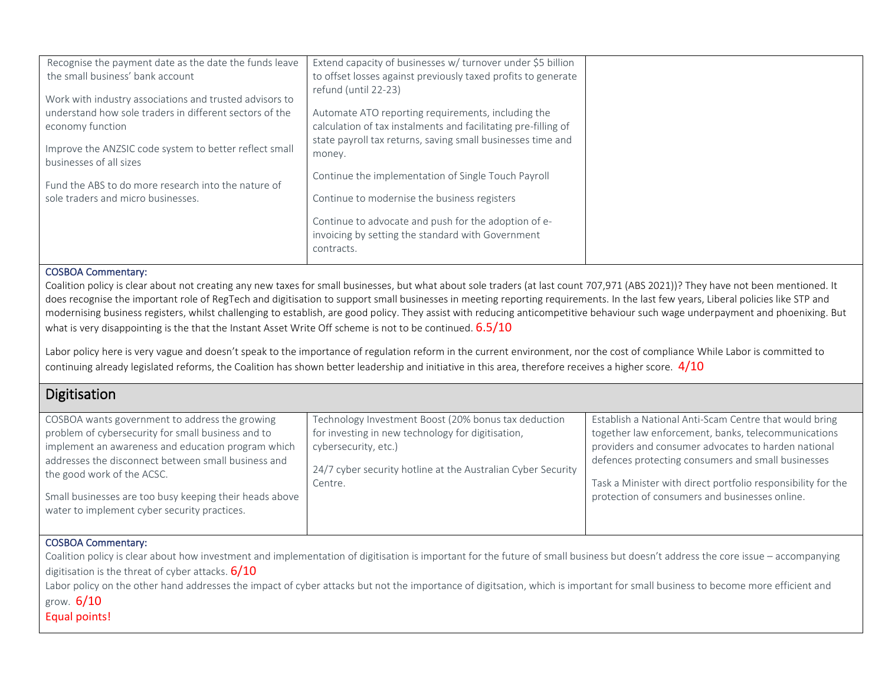| | | |
|---|---|---|
| Recognise the payment date as the date the funds leave the small business' bank account<br><br>Work with industry associations and trusted advisors to understand how sole traders in different sectors of the economy function<br><br>Improve the ANZSIC code system to better reflect small businesses of all sizes<br><br>Fund the ABS to do more research into the nature of sole traders and micro businesses. | Extend capacity of businesses w/ turnover under $5 billion to offset losses against previously taxed profits to generate refund (until 22-23)<br><br>Automate ATO reporting requirements, including the calculation of tax instalments and facilitating pre-filling of state payroll tax returns, saving small businesses time and money.<br><br>Continue the implementation of Single Touch Payroll<br><br>Continue to modernise the business registers<br><br>Continue to advocate and push for the adoption of e-invoicing by setting the standard with Government contracts. | |

COSBOA Commentary:

Coalition policy is clear about not creating any new taxes for small businesses, but what about sole traders (at last count 707,971 (ABS 2021))? They have not been mentioned. It does recognise the important role of RegTech and digitisation to support small businesses in meeting reporting requirements. In the last few years, Liberal policies like STP and modernising business registers, whilst challenging to establish, are good policy. They assist with reducing anticompetitive behaviour such wage underpayment and phoenixing. But what is very disappointing is the that the Instant Asset Write Off scheme is not to be continued. 6.5/10

Labor policy here is very vague and doesn't speak to the importance of regulation reform in the current environment, nor the cost of compliance While Labor is committed to continuing already legislated reforms, the Coalition has shown better leadership and initiative in this area, therefore receives a higher score. 4/10

## Digitisation

| | | |
|---|---|---|
| COSBOA wants government to address the growing problem of cybersecurity for small business and to implement an awareness and education program which addresses the disconnect between small business and the good work of the ACSC.<br><br>Small businesses are too busy keeping their heads above water to implement cyber security practices. | Technology Investment Boost (20% bonus tax deduction for investing in new technology for digitisation, cybersecurity, etc.)<br><br>24/7 cyber security hotline at the Australian Cyber Security Centre. | Establish a National Anti-Scam Centre that would bring together law enforcement, banks, telecommunications providers and consumer advocates to harden national defences protecting consumers and small businesses<br><br>Task a Minister with direct portfolio responsibility for the protection of consumers and businesses online. |

COSBOA Commentary:

Coalition policy is clear about how investment and implementation of digitisation is important for the future of small business but doesn't address the core issue – accompanying digitisation is the threat of cyber attacks. 6/10

Labor policy on the other hand addresses the impact of cyber attacks but not the importance of digitsation, which is important for small business to become more efficient and grow. 6/10

Equal points!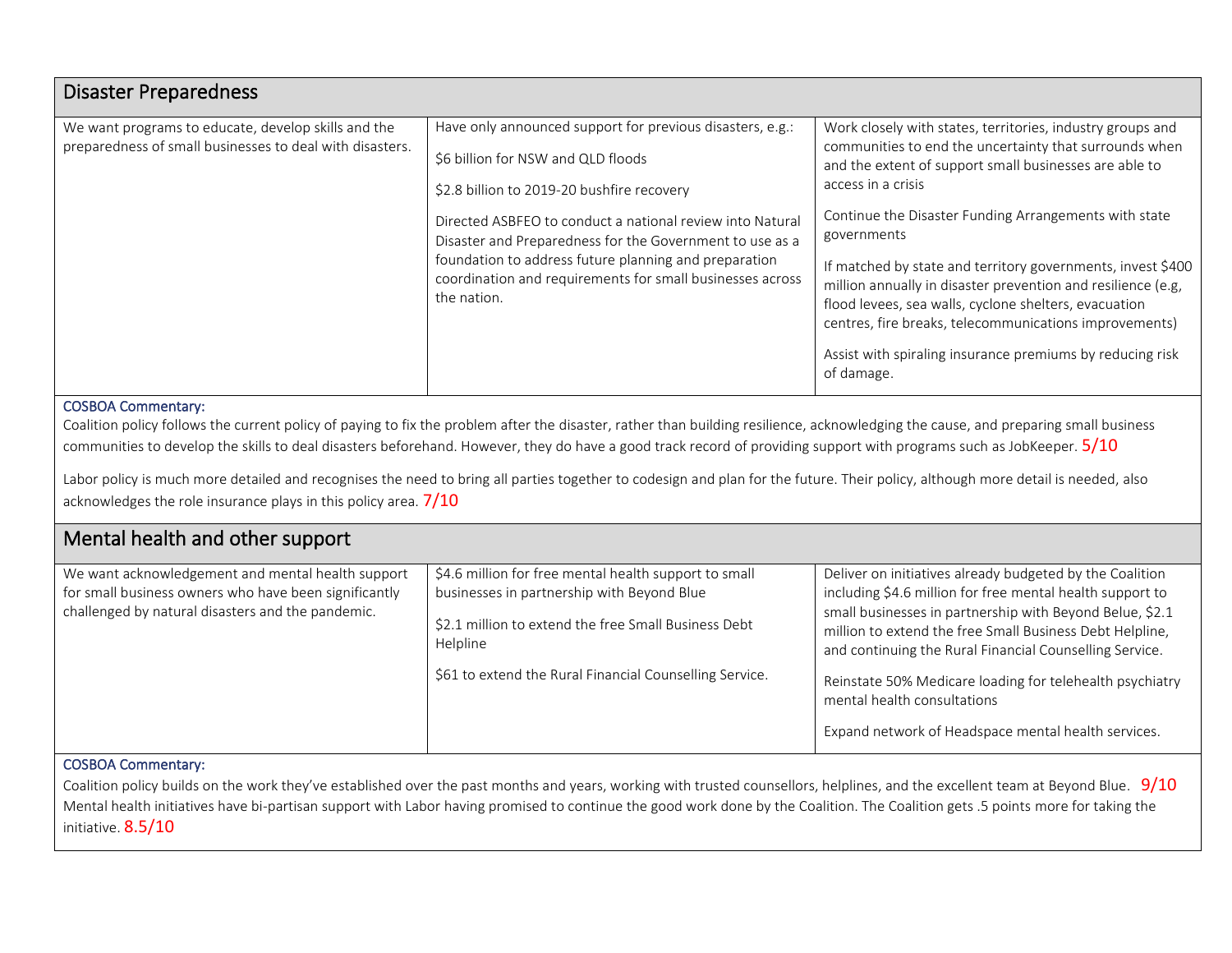## Disaster Preparedness

| | | |
|---|---|---|
| We want programs to educate, develop skills and the preparedness of small businesses to deal with disasters. | Have only announced support for previous disasters, e.g.:<br><br>$6 billion for NSW and QLD floods<br><br>$2.8 billion to 2019-20 bushfire recovery<br><br>Directed ASBFEO to conduct a national review into Natural Disaster and Preparedness for the Government to use as a foundation to address future planning and preparation coordination and requirements for small businesses across the nation. | Work closely with states, territories, industry groups and communities to end the uncertainty that surrounds when and the extent of support small businesses are able to access in a crisis<br><br>Continue the Disaster Funding Arrangements with state governments<br><br>If matched by state and territory governments, invest $400 million annually in disaster prevention and resilience (e.g, flood levees, sea walls, cyclone shelters, evacuation centres, fire breaks, telecommunications improvements)<br><br>Assist with spiraling insurance premiums by reducing risk of damage. |

COSBOA Commentary:

Coalition policy follows the current policy of paying to fix the problem after the disaster, rather than building resilience, acknowledging the cause, and preparing small business communities to develop the skills to deal disasters beforehand. However, they do have a good track record of providing support with programs such as JobKeeper. 5/10

Labor policy is much more detailed and recognises the need to bring all parties together to codesign and plan for the future. Their policy, although more detail is needed, also acknowledges the role insurance plays in this policy area. 7/10

## Mental health and other support

| | | |
|---|---|---|
| We want acknowledgement and mental health support for small business owners who have been significantly challenged by natural disasters and the pandemic. | $4.6 million for free mental health support to small businesses in partnership with Beyond Blue<br><br>$2.1 million to extend the free Small Business Debt Helpline<br><br>$61 to extend the Rural Financial Counselling Service. | Deliver on initiatives already budgeted by the Coalition including $4.6 million for free mental health support to small businesses in partnership with Beyond Belue, $2.1 million to extend the free Small Business Debt Helpline, and continuing the Rural Financial Counselling Service.<br><br>Reinstate 50% Medicare loading for telehealth psychiatry mental health consultations<br><br>Expand network of Headspace mental health services. |

COSBOA Commentary:

Coalition policy builds on the work they've established over the past months and years, working with trusted counsellors, helplines, and the excellent team at Beyond Blue. 9/10

Mental health initiatives have bi-partisan support with Labor having promised to continue the good work done by the Coalition. The Coalition gets .5 points more for taking the initiative. 8.5/10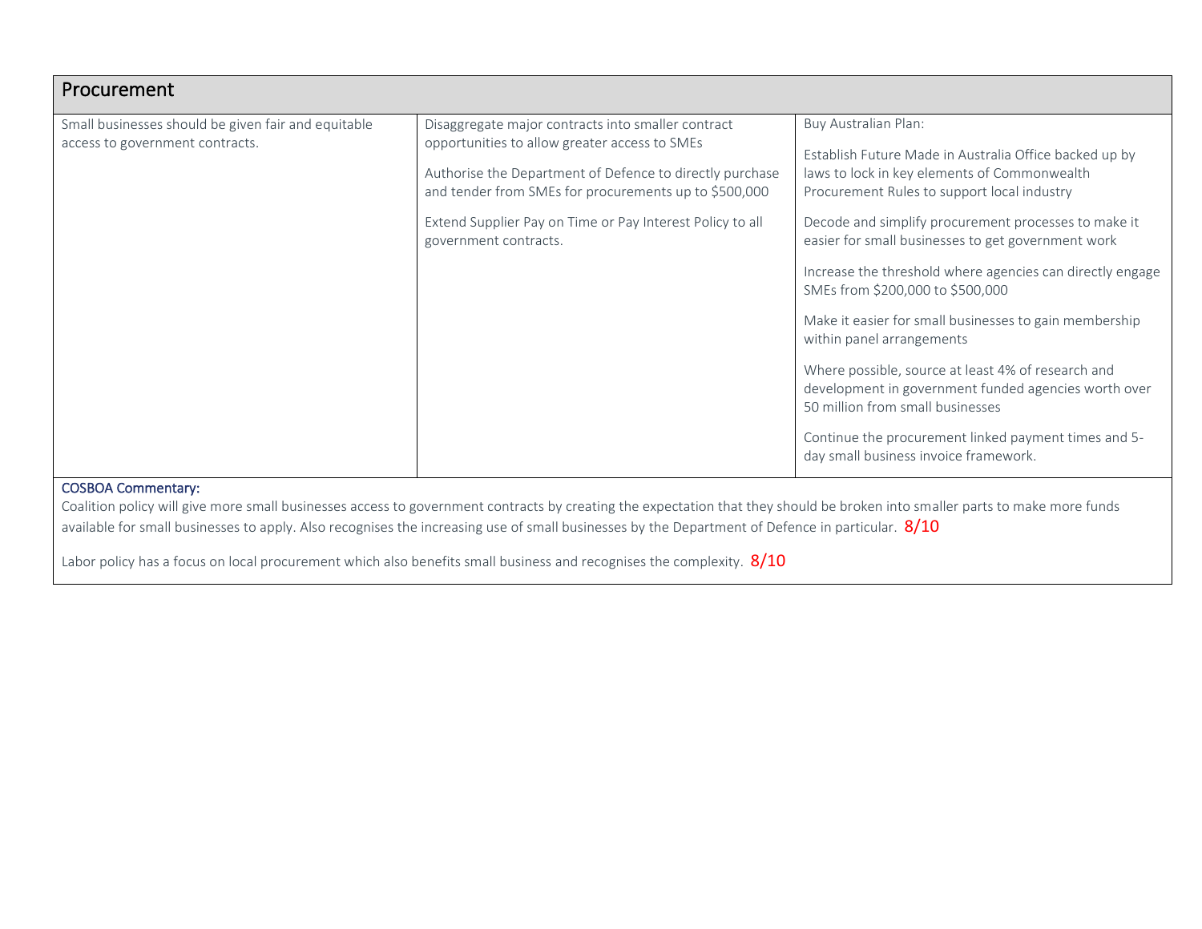## Procurement

| | | |
|---|---|---|
| Small businesses should be given fair and equitable access to government contracts. | Disaggregate major contracts into smaller contract opportunities to allow greater access to SMEs<br><br>Authorise the Department of Defence to directly purchase and tender from SMEs for procurements up to $500,000<br><br>Extend Supplier Pay on Time or Pay Interest Policy to all government contracts. | Buy Australian Plan:<br><br>Establish Future Made in Australia Office backed up by laws to lock in key elements of Commonwealth Procurement Rules to support local industry<br><br>Decode and simplify procurement processes to make it easier for small businesses to get government work<br><br>Increase the threshold where agencies can directly engage SMEs from $200,000 to $500,000<br><br>Make it easier for small businesses to gain membership within panel arrangements<br><br>Where possible, source at least 4% of research and development in government funded agencies worth over 50 million from small businesses<br><br>Continue the procurement linked payment times and 5-day small business invoice framework. |

**COSBOA Commentary:**

Coalition policy will give more small businesses access to government contracts by creating the expectation that they should be broken into smaller parts to make more funds available for small businesses to apply. Also recognises the increasing use of small businesses by the Department of Defence in particular. **8/10**

Labor policy has a focus on local procurement which also benefits small business and recognises the complexity. **8/10**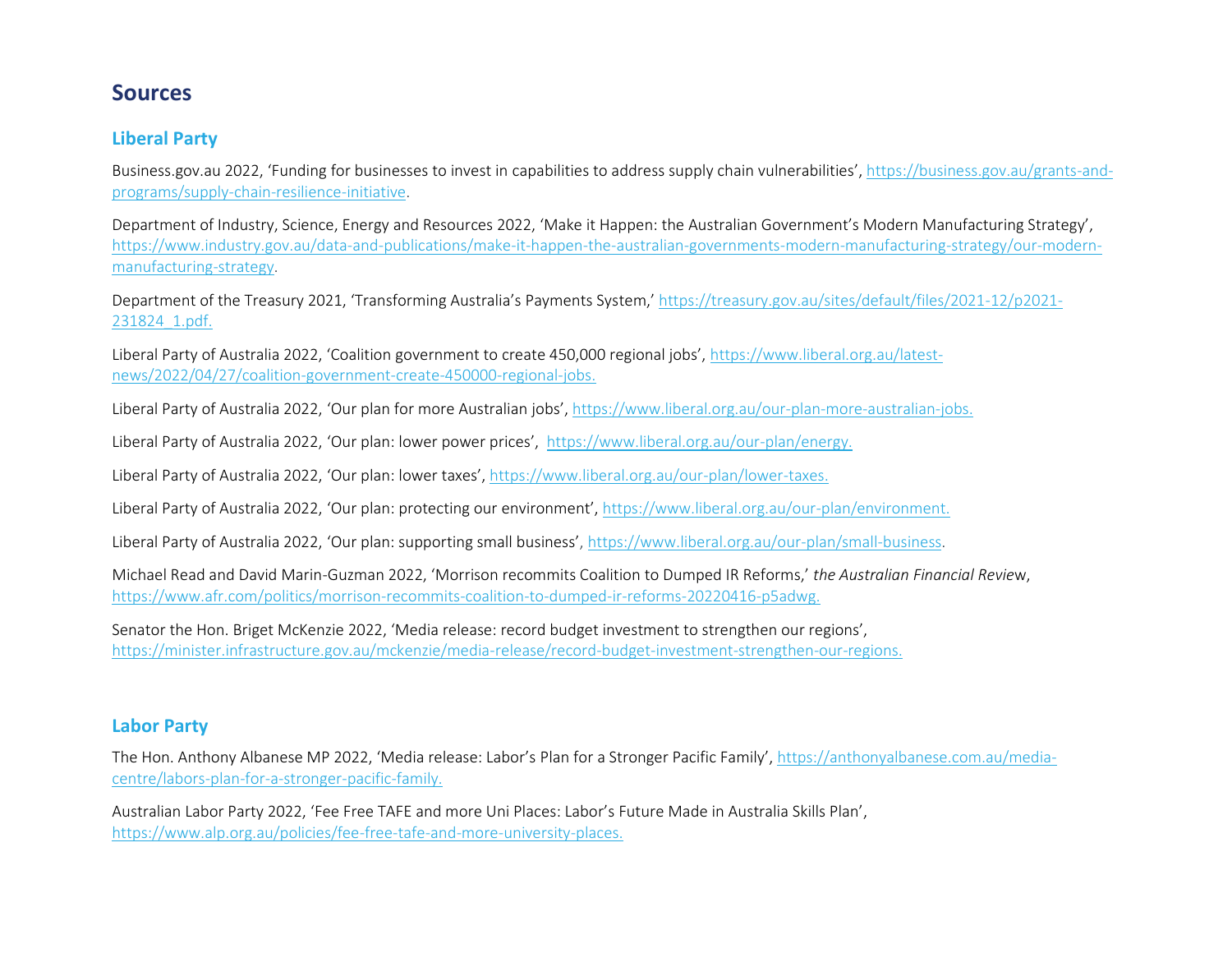## Sources

### Liberal Party

Business.gov.au 2022, 'Funding for businesses to invest in capabilities to address supply chain vulnerabilities', https://business.gov.au/grants-and-programs/supply-chain-resilience-initiative.

Department of Industry, Science, Energy and Resources 2022, 'Make it Happen: the Australian Government's Modern Manufacturing Strategy', https://www.industry.gov.au/data-and-publications/make-it-happen-the-australian-governments-modern-manufacturing-strategy/our-modern-manufacturing-strategy.

Department of the Treasury 2021, 'Transforming Australia's Payments System,' https://treasury.gov.au/sites/default/files/2021-12/p2021-231824_1.pdf.

Liberal Party of Australia 2022, 'Coalition government to create 450,000 regional jobs', https://www.liberal.org.au/latest-news/2022/04/27/coalition-government-create-450000-regional-jobs.

Liberal Party of Australia 2022, 'Our plan for more Australian jobs', https://www.liberal.org.au/our-plan-more-australian-jobs.

Liberal Party of Australia 2022, 'Our plan: lower power prices', https://www.liberal.org.au/our-plan/energy.

Liberal Party of Australia 2022, 'Our plan: lower taxes', https://www.liberal.org.au/our-plan/lower-taxes.

Liberal Party of Australia 2022, 'Our plan: protecting our environment', https://www.liberal.org.au/our-plan/environment.

Liberal Party of Australia 2022, 'Our plan: supporting small business', https://www.liberal.org.au/our-plan/small-business.

Michael Read and David Marin-Guzman 2022, 'Morrison recommits Coalition to Dumped IR Reforms,' *the Australian Financial Review*, https://www.afr.com/politics/morrison-recommits-coalition-to-dumped-ir-reforms-20220416-p5adwg.

Senator the Hon. Briget McKenzie 2022, 'Media release: record budget investment to strengthen our regions', https://minister.infrastructure.gov.au/mckenzie/media-release/record-budget-investment-strengthen-our-regions.

### Labor Party

The Hon. Anthony Albanese MP 2022, 'Media release: Labor's Plan for a Stronger Pacific Family', https://anthonyalbanese.com.au/media-centre/labors-plan-for-a-stronger-pacific-family.

Australian Labor Party 2022, 'Fee Free TAFE and more Uni Places: Labor's Future Made in Australia Skills Plan', https://www.alp.org.au/policies/fee-free-tafe-and-more-university-places.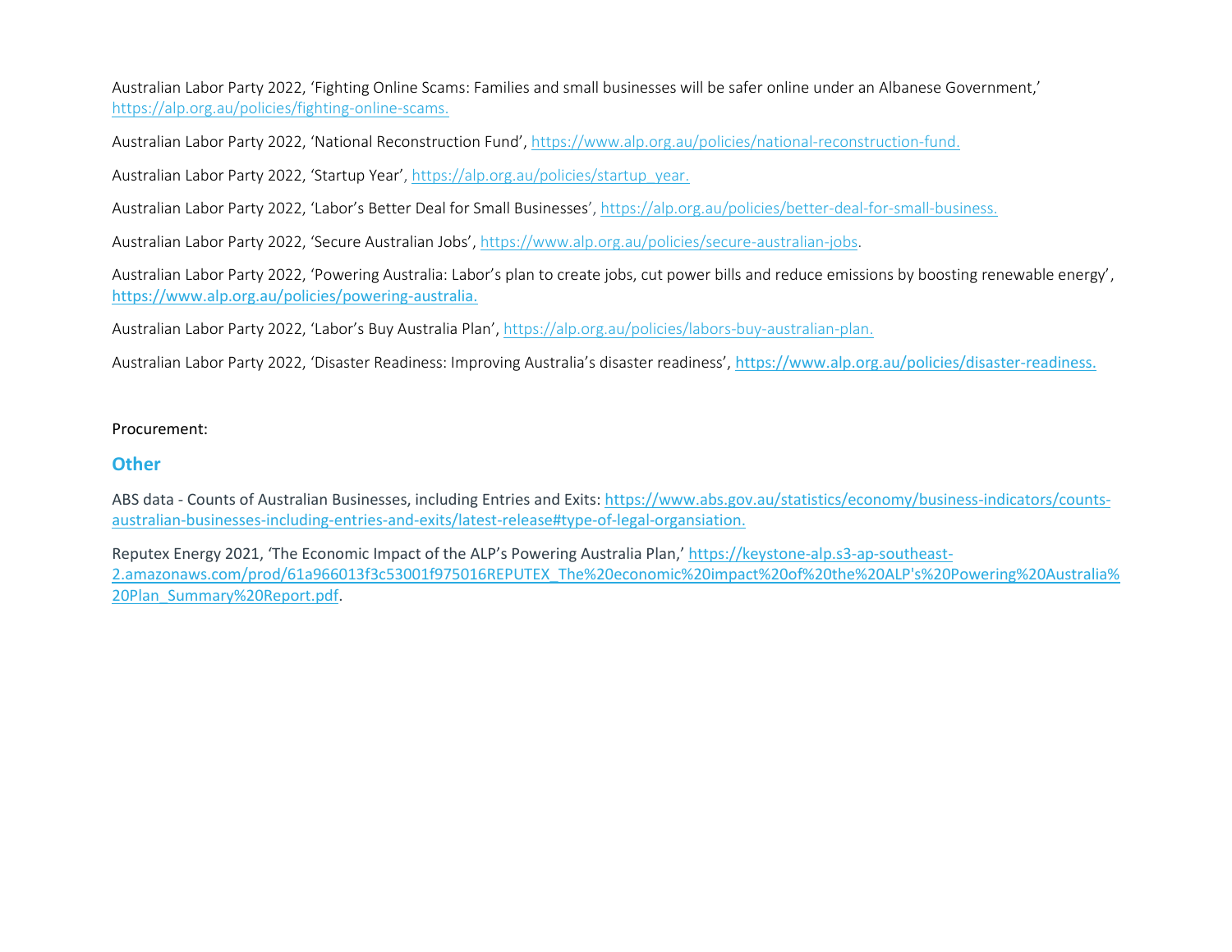Australian Labor Party 2022, 'Fighting Online Scams: Families and small businesses will be safer online under an Albanese Government,' https://alp.org.au/policies/fighting-online-scams.

Australian Labor Party 2022, 'National Reconstruction Fund', https://www.alp.org.au/policies/national-reconstruction-fund.

Australian Labor Party 2022, 'Startup Year', https://alp.org.au/policies/startup_year.

Australian Labor Party 2022, 'Labor's Better Deal for Small Businesses', https://alp.org.au/policies/better-deal-for-small-business.

Australian Labor Party 2022, 'Secure Australian Jobs', https://www.alp.org.au/policies/secure-australian-jobs.

Australian Labor Party 2022, 'Powering Australia: Labor's plan to create jobs, cut power bills and reduce emissions by boosting renewable energy', https://www.alp.org.au/policies/powering-australia.

Australian Labor Party 2022, 'Labor's Buy Australia Plan', https://alp.org.au/policies/labors-buy-australian-plan.

Australian Labor Party 2022, 'Disaster Readiness: Improving Australia's disaster readiness', https://www.alp.org.au/policies/disaster-readiness.

Procurement:

## Other

ABS data - Counts of Australian Businesses, including Entries and Exits: https://www.abs.gov.au/statistics/economy/business-indicators/counts-australian-businesses-including-entries-and-exits/latest-release#type-of-legal-organsiation.

Reputex Energy 2021, 'The Economic Impact of the ALP's Powering Australia Plan,' https://keystone-alp.s3-ap-southeast-2.amazonaws.com/prod/61a966013f3c53001f975016REPUTEX_The%20economic%20impact%20of%20the%20ALP's%20Powering%20Australia%20Plan_Summary%20Report.pdf.